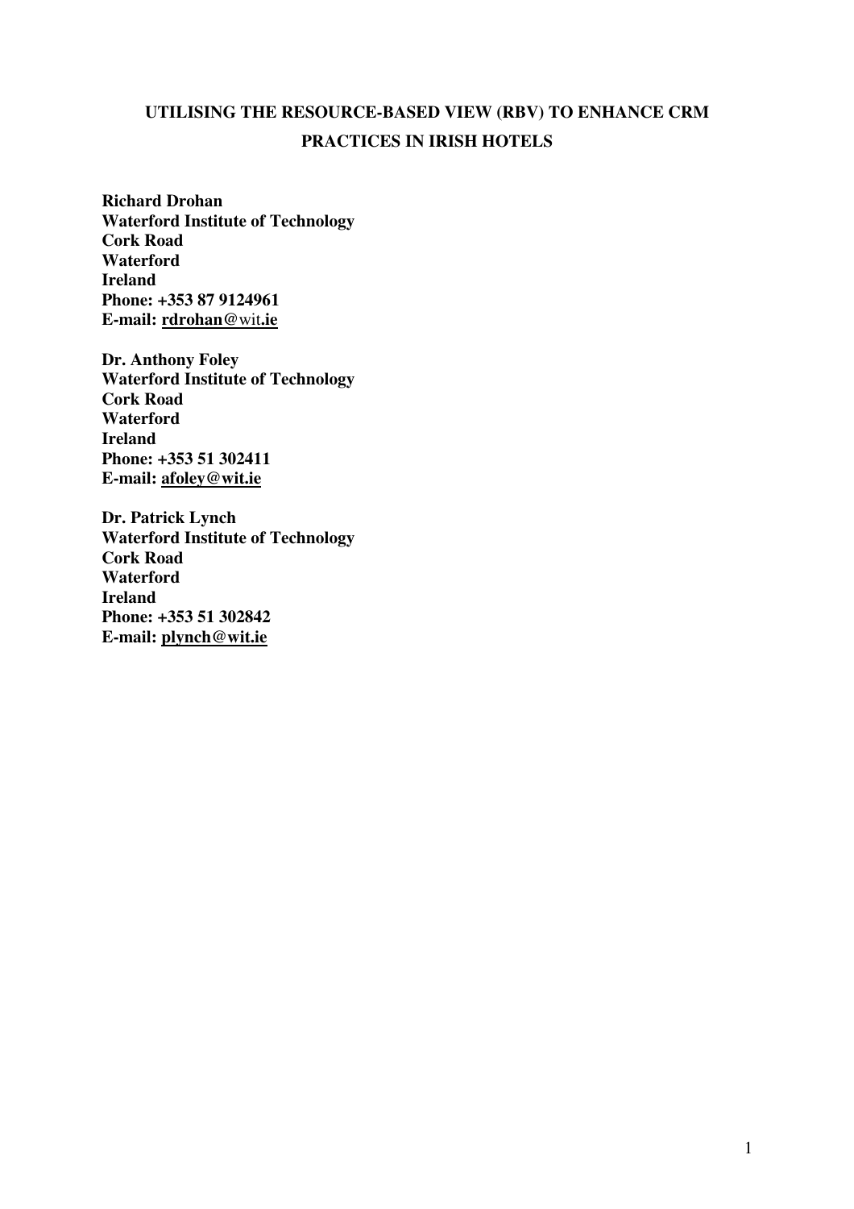# UTILISING THE RESOURCE-BASED VIEW (RBV) TO ENHANCE CRM PRACTICES IN IRISH HOTELS

**Richard Drohan**
**Waterford Institute of Technology**
**Cork Road**
**Waterford**
**Ireland**
**Phone: +353 87 9124961**
**E-mail: rdrohan@wit.ie**

**Dr. Anthony Foley**
**Waterford Institute of Technology**
**Cork Road**
**Waterford**
**Ireland**
**Phone: +353 51 302411**
**E-mail: afoley@wit.ie**

**Dr. Patrick Lynch**
**Waterford Institute of Technology**
**Cork Road**
**Waterford**
**Ireland**
**Phone: +353 51 302842**
**E-mail: plynch@wit.ie**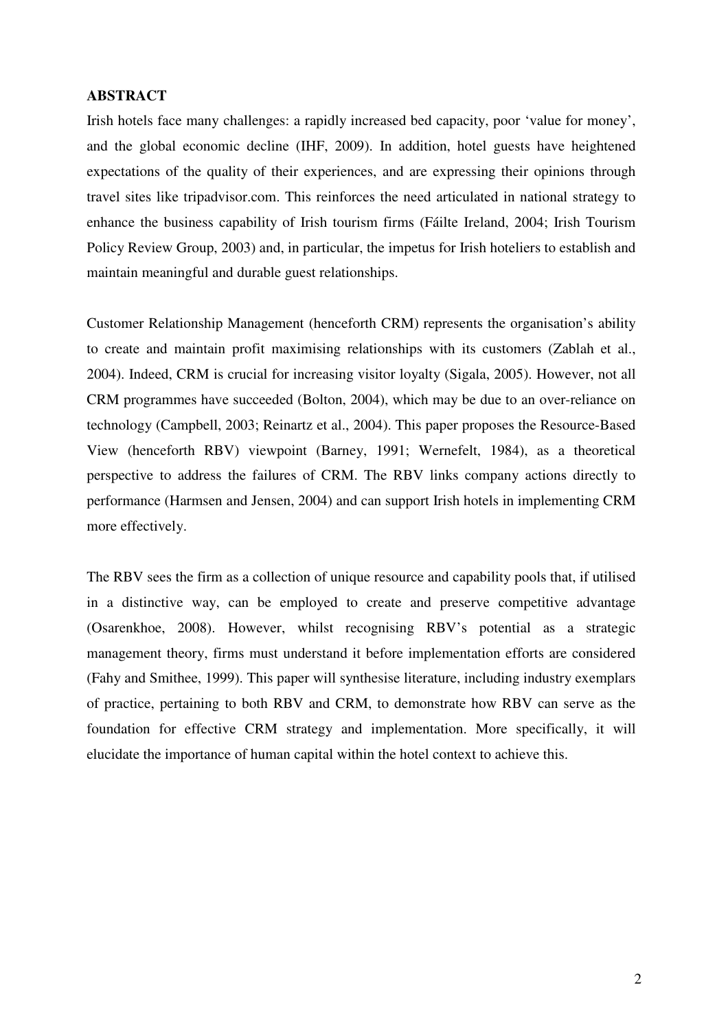## ABSTRACT

Irish hotels face many challenges: a rapidly increased bed capacity, poor 'value for money', and the global economic decline (IHF, 2009). In addition, hotel guests have heightened expectations of the quality of their experiences, and are expressing their opinions through travel sites like tripadvisor.com. This reinforces the need articulated in national strategy to enhance the business capability of Irish tourism firms (Fáilte Ireland, 2004; Irish Tourism Policy Review Group, 2003) and, in particular, the impetus for Irish hoteliers to establish and maintain meaningful and durable guest relationships.

Customer Relationship Management (henceforth CRM) represents the organisation's ability to create and maintain profit maximising relationships with its customers (Zablah et al., 2004). Indeed, CRM is crucial for increasing visitor loyalty (Sigala, 2005). However, not all CRM programmes have succeeded (Bolton, 2004), which may be due to an over-reliance on technology (Campbell, 2003; Reinartz et al., 2004). This paper proposes the Resource-Based View (henceforth RBV) viewpoint (Barney, 1991; Wernefelt, 1984), as a theoretical perspective to address the failures of CRM. The RBV links company actions directly to performance (Harmsen and Jensen, 2004) and can support Irish hotels in implementing CRM more effectively.

The RBV sees the firm as a collection of unique resource and capability pools that, if utilised in a distinctive way, can be employed to create and preserve competitive advantage (Osarenkhoe, 2008). However, whilst recognising RBV's potential as a strategic management theory, firms must understand it before implementation efforts are considered (Fahy and Smithee, 1999). This paper will synthesise literature, including industry exemplars of practice, pertaining to both RBV and CRM, to demonstrate how RBV can serve as the foundation for effective CRM strategy and implementation. More specifically, it will elucidate the importance of human capital within the hotel context to achieve this.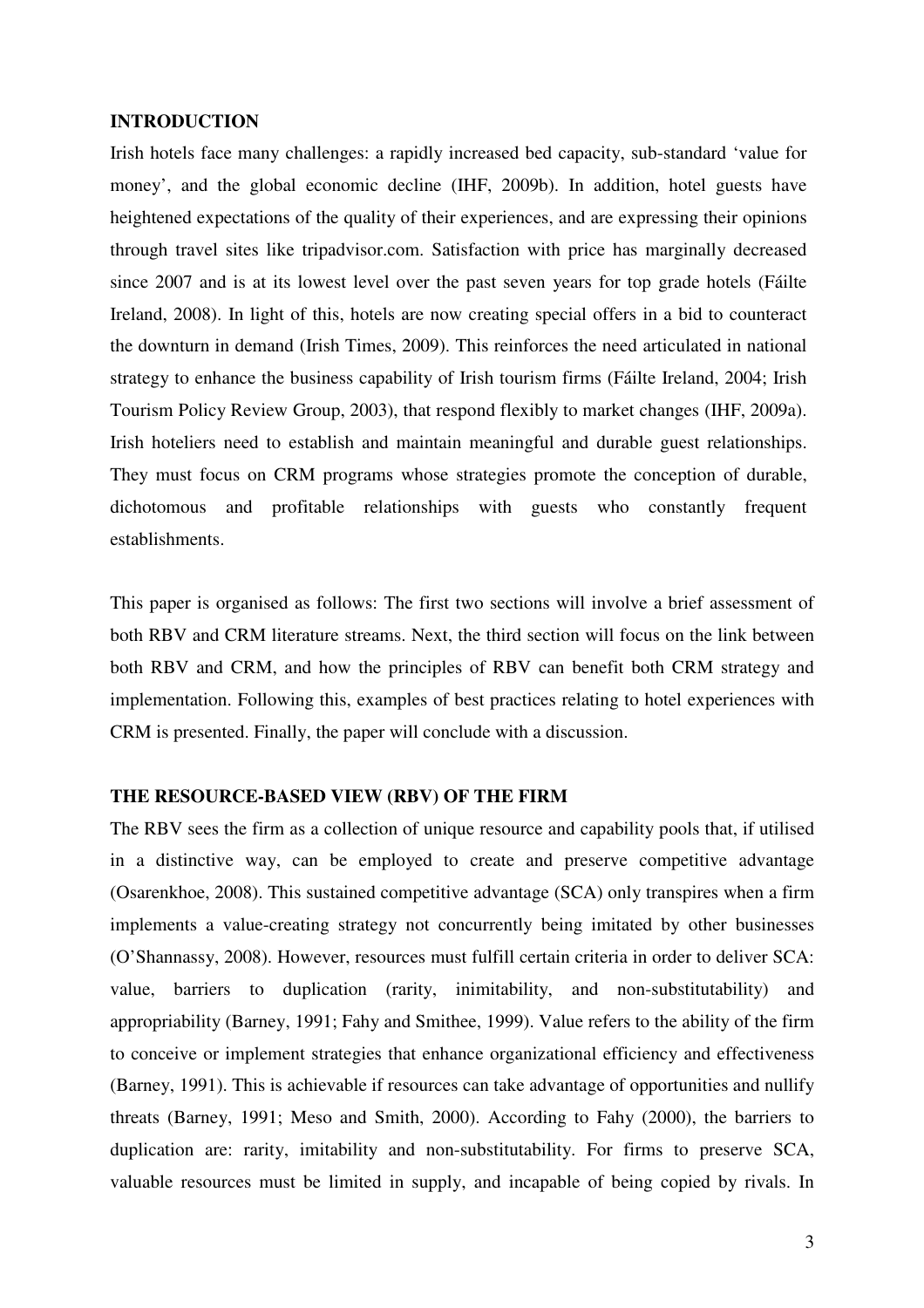## INTRODUCTION

Irish hotels face many challenges: a rapidly increased bed capacity, sub-standard 'value for money', and the global economic decline (IHF, 2009b). In addition, hotel guests have heightened expectations of the quality of their experiences, and are expressing their opinions through travel sites like tripadvisor.com. Satisfaction with price has marginally decreased since 2007 and is at its lowest level over the past seven years for top grade hotels (Fáilte Ireland, 2008). In light of this, hotels are now creating special offers in a bid to counteract the downturn in demand (Irish Times, 2009). This reinforces the need articulated in national strategy to enhance the business capability of Irish tourism firms (Fáilte Ireland, 2004; Irish Tourism Policy Review Group, 2003), that respond flexibly to market changes (IHF, 2009a). Irish hoteliers need to establish and maintain meaningful and durable guest relationships. They must focus on CRM programs whose strategies promote the conception of durable, dichotomous and profitable relationships with guests who constantly frequent establishments.

This paper is organised as follows: The first two sections will involve a brief assessment of both RBV and CRM literature streams. Next, the third section will focus on the link between both RBV and CRM, and how the principles of RBV can benefit both CRM strategy and implementation. Following this, examples of best practices relating to hotel experiences with CRM is presented. Finally, the paper will conclude with a discussion.

## THE RESOURCE-BASED VIEW (RBV) OF THE FIRM

The RBV sees the firm as a collection of unique resource and capability pools that, if utilised in a distinctive way, can be employed to create and preserve competitive advantage (Osarenkhoe, 2008). This sustained competitive advantage (SCA) only transpires when a firm implements a value-creating strategy not concurrently being imitated by other businesses (O'Shannassy, 2008). However, resources must fulfill certain criteria in order to deliver SCA: value, barriers to duplication (rarity, inimitability, and non-substitutability) and appropriability (Barney, 1991; Fahy and Smithee, 1999). Value refers to the ability of the firm to conceive or implement strategies that enhance organizational efficiency and effectiveness (Barney, 1991). This is achievable if resources can take advantage of opportunities and nullify threats (Barney, 1991; Meso and Smith, 2000). According to Fahy (2000), the barriers to duplication are: rarity, imitability and non-substitutability. For firms to preserve SCA, valuable resources must be limited in supply, and incapable of being copied by rivals. In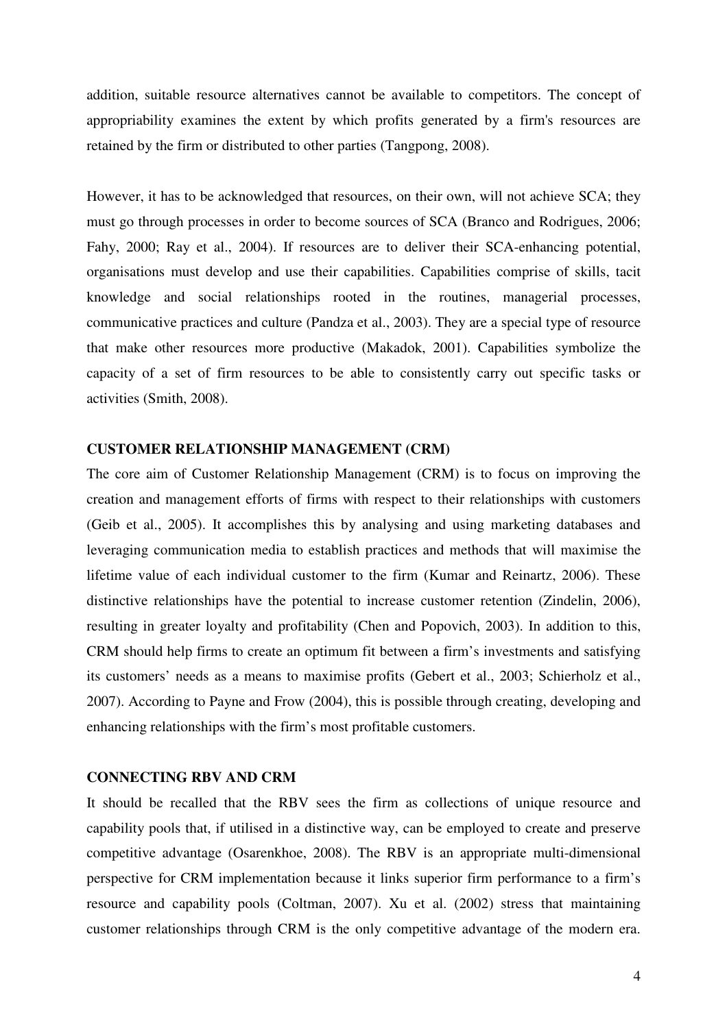addition, suitable resource alternatives cannot be available to competitors. The concept of appropriability examines the extent by which profits generated by a firm's resources are retained by the firm or distributed to other parties (Tangpong, 2008).

However, it has to be acknowledged that resources, on their own, will not achieve SCA; they must go through processes in order to become sources of SCA (Branco and Rodrigues, 2006; Fahy, 2000; Ray et al., 2004). If resources are to deliver their SCA-enhancing potential, organisations must develop and use their capabilities. Capabilities comprise of skills, tacit knowledge and social relationships rooted in the routines, managerial processes, communicative practices and culture (Pandza et al., 2003). They are a special type of resource that make other resources more productive (Makadok, 2001). Capabilities symbolize the capacity of a set of firm resources to be able to consistently carry out specific tasks or activities (Smith, 2008).

## CUSTOMER RELATIONSHIP MANAGEMENT (CRM)

The core aim of Customer Relationship Management (CRM) is to focus on improving the creation and management efforts of firms with respect to their relationships with customers (Geib et al., 2005). It accomplishes this by analysing and using marketing databases and leveraging communication media to establish practices and methods that will maximise the lifetime value of each individual customer to the firm (Kumar and Reinartz, 2006). These distinctive relationships have the potential to increase customer retention (Zindelin, 2006), resulting in greater loyalty and profitability (Chen and Popovich, 2003). In addition to this, CRM should help firms to create an optimum fit between a firm's investments and satisfying its customers' needs as a means to maximise profits (Gebert et al., 2003; Schierholz et al., 2007). According to Payne and Frow (2004), this is possible through creating, developing and enhancing relationships with the firm's most profitable customers.

## CONNECTING RBV AND CRM

It should be recalled that the RBV sees the firm as collections of unique resource and capability pools that, if utilised in a distinctive way, can be employed to create and preserve competitive advantage (Osarenkhoe, 2008). The RBV is an appropriate multi-dimensional perspective for CRM implementation because it links superior firm performance to a firm's resource and capability pools (Coltman, 2007). Xu et al. (2002) stress that maintaining customer relationships through CRM is the only competitive advantage of the modern era.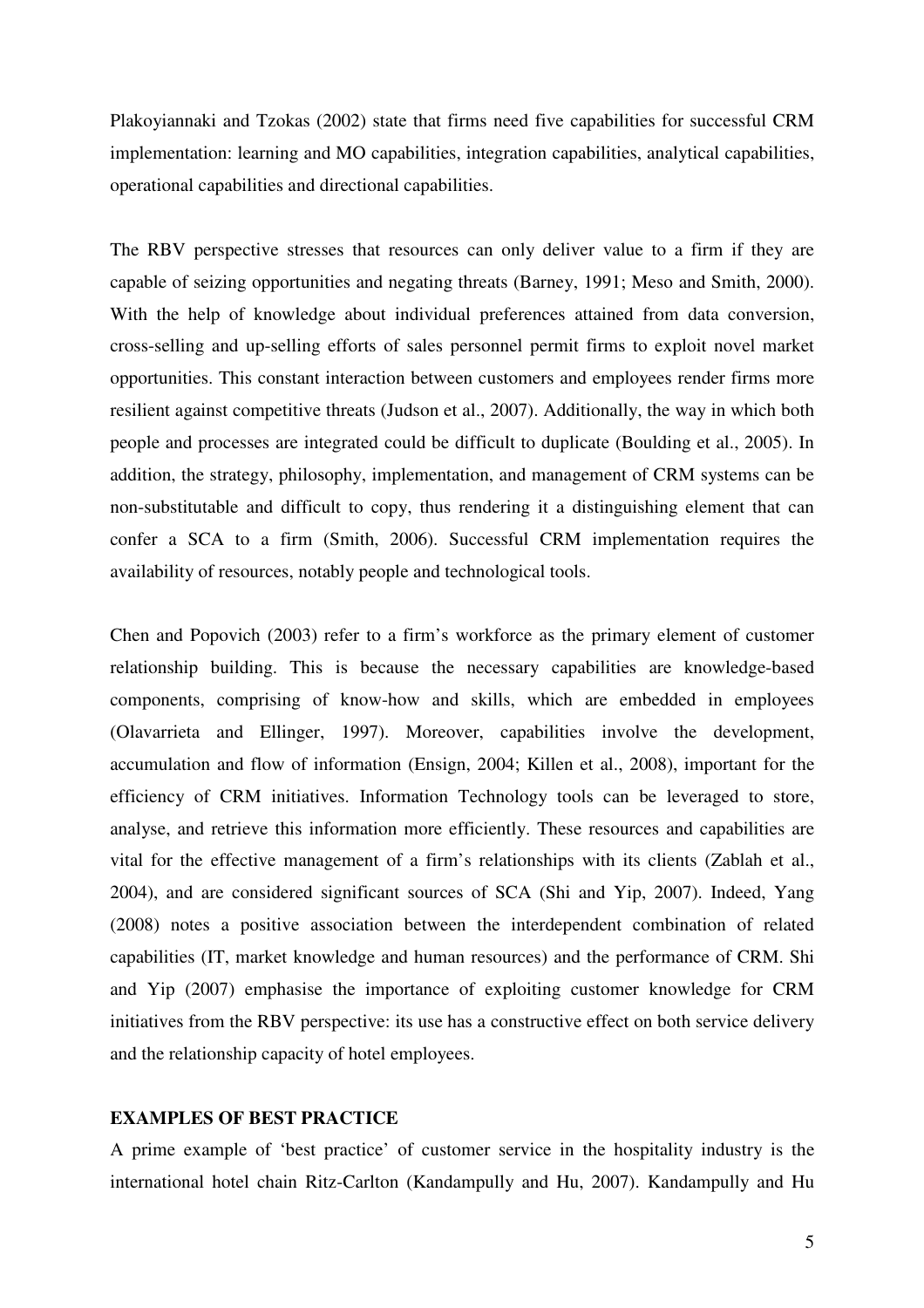Plakoyiannaki and Tzokas (2002) state that firms need five capabilities for successful CRM implementation: learning and MO capabilities, integration capabilities, analytical capabilities, operational capabilities and directional capabilities.

The RBV perspective stresses that resources can only deliver value to a firm if they are capable of seizing opportunities and negating threats (Barney, 1991; Meso and Smith, 2000). With the help of knowledge about individual preferences attained from data conversion, cross-selling and up-selling efforts of sales personnel permit firms to exploit novel market opportunities. This constant interaction between customers and employees render firms more resilient against competitive threats (Judson et al., 2007). Additionally, the way in which both people and processes are integrated could be difficult to duplicate (Boulding et al., 2005). In addition, the strategy, philosophy, implementation, and management of CRM systems can be non-substitutable and difficult to copy, thus rendering it a distinguishing element that can confer a SCA to a firm (Smith, 2006). Successful CRM implementation requires the availability of resources, notably people and technological tools.

Chen and Popovich (2003) refer to a firm's workforce as the primary element of customer relationship building. This is because the necessary capabilities are knowledge-based components, comprising of know-how and skills, which are embedded in employees (Olavarrieta and Ellinger, 1997). Moreover, capabilities involve the development, accumulation and flow of information (Ensign, 2004; Killen et al., 2008), important for the efficiency of CRM initiatives. Information Technology tools can be leveraged to store, analyse, and retrieve this information more efficiently. These resources and capabilities are vital for the effective management of a firm's relationships with its clients (Zablah et al., 2004), and are considered significant sources of SCA (Shi and Yip, 2007). Indeed, Yang (2008) notes a positive association between the interdependent combination of related capabilities (IT, market knowledge and human resources) and the performance of CRM. Shi and Yip (2007) emphasise the importance of exploiting customer knowledge for CRM initiatives from the RBV perspective: its use has a constructive effect on both service delivery and the relationship capacity of hotel employees.

## EXAMPLES OF BEST PRACTICE

A prime example of 'best practice' of customer service in the hospitality industry is the international hotel chain Ritz-Carlton (Kandampully and Hu, 2007). Kandampully and Hu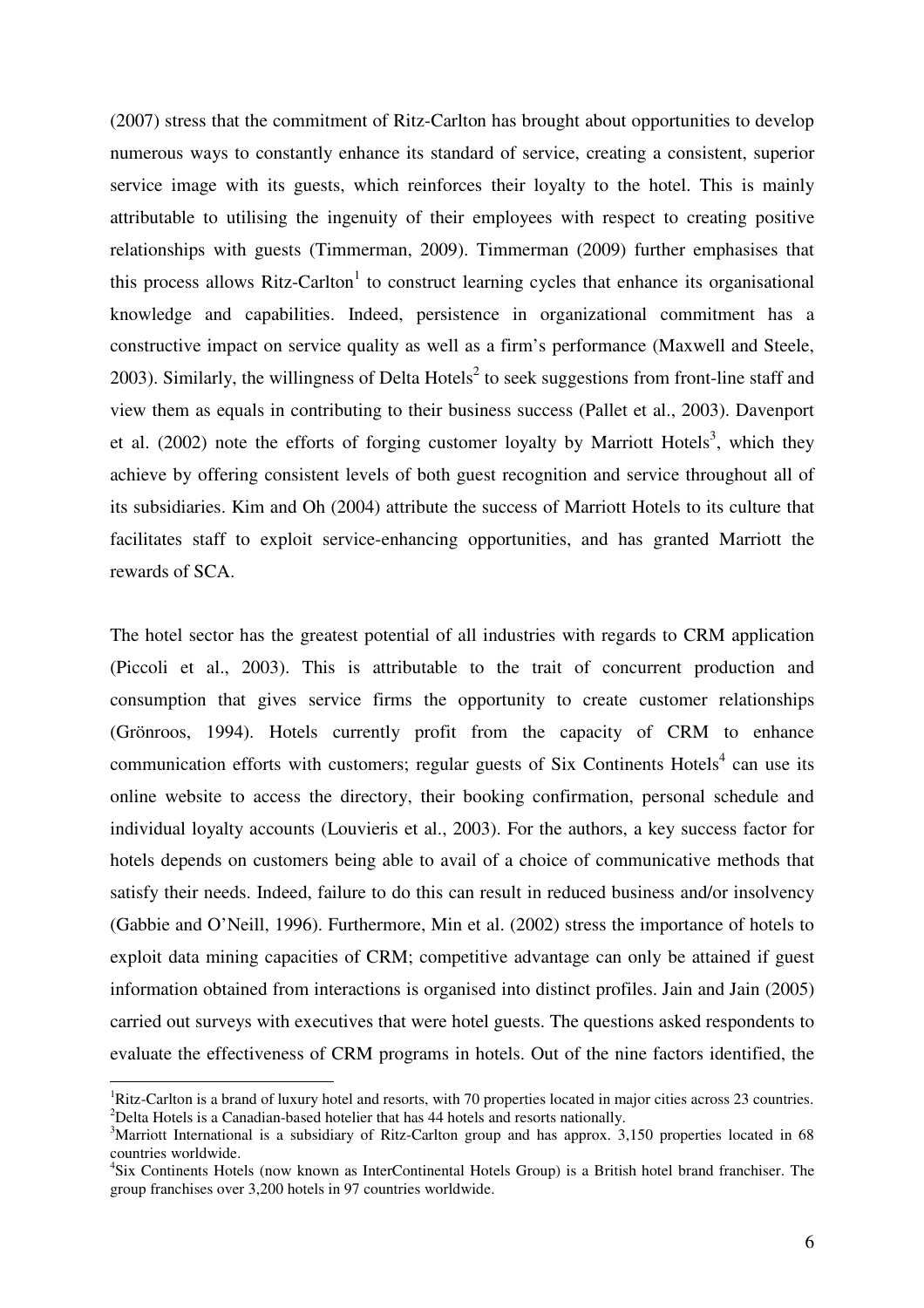(2007) stress that the commitment of Ritz-Carlton has brought about opportunities to develop numerous ways to constantly enhance its standard of service, creating a consistent, superior service image with its guests, which reinforces their loyalty to the hotel. This is mainly attributable to utilising the ingenuity of their employees with respect to creating positive relationships with guests (Timmerman, 2009). Timmerman (2009) further emphasises that this process allows Ritz-Carlton[1] to construct learning cycles that enhance its organisational knowledge and capabilities. Indeed, persistence in organizational commitment has a constructive impact on service quality as well as a firm's performance (Maxwell and Steele, 2003). Similarly, the willingness of Delta Hotels[2] to seek suggestions from front-line staff and view them as equals in contributing to their business success (Pallet et al., 2003). Davenport et al. (2002) note the efforts of forging customer loyalty by Marriott Hotels[3], which they achieve by offering consistent levels of both guest recognition and service throughout all of its subsidiaries. Kim and Oh (2004) attribute the success of Marriott Hotels to its culture that facilitates staff to exploit service-enhancing opportunities, and has granted Marriott the rewards of SCA.

The hotel sector has the greatest potential of all industries with regards to CRM application (Piccoli et al., 2003). This is attributable to the trait of concurrent production and consumption that gives service firms the opportunity to create customer relationships (Grönroos, 1994). Hotels currently profit from the capacity of CRM to enhance communication efforts with customers; regular guests of Six Continents Hotels[4] can use its online website to access the directory, their booking confirmation, personal schedule and individual loyalty accounts (Louvieris et al., 2003). For the authors, a key success factor for hotels depends on customers being able to avail of a choice of communicative methods that satisfy their needs. Indeed, failure to do this can result in reduced business and/or insolvency (Gabbie and O'Neill, 1996). Furthermore, Min et al. (2002) stress the importance of hotels to exploit data mining capacities of CRM; competitive advantage can only be attained if guest information obtained from interactions is organised into distinct profiles. Jain and Jain (2005) carried out surveys with executives that were hotel guests. The questions asked respondents to evaluate the effectiveness of CRM programs in hotels. Out of the nine factors identified, the

---

[1]Ritz-Carlton is a brand of luxury hotel and resorts, with 70 properties located in major cities across 23 countries.
[2]Delta Hotels is a Canadian-based hotelier that has 44 hotels and resorts nationally.
[3]Marriott International is a subsidiary of Ritz-Carlton group and has approx. 3,150 properties located in 68 countries worldwide.
[4]Six Continents Hotels (now known as InterContinental Hotels Group) is a British hotel brand franchiser. The group franchises over 3,200 hotels in 97 countries worldwide.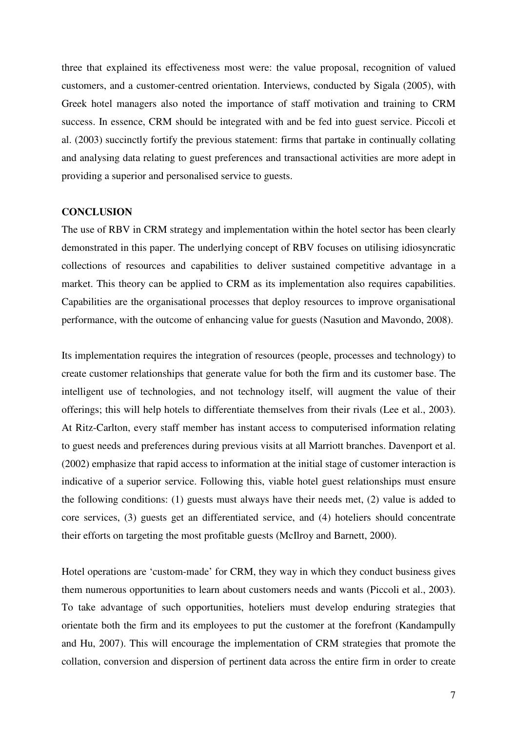three that explained its effectiveness most were: the value proposal, recognition of valued customers, and a customer-centred orientation. Interviews, conducted by Sigala (2005), with Greek hotel managers also noted the importance of staff motivation and training to CRM success. In essence, CRM should be integrated with and be fed into guest service. Piccoli et al. (2003) succinctly fortify the previous statement: firms that partake in continually collating and analysing data relating to guest preferences and transactional activities are more adept in providing a superior and personalised service to guests.

## CONCLUSION

The use of RBV in CRM strategy and implementation within the hotel sector has been clearly demonstrated in this paper. The underlying concept of RBV focuses on utilising idiosyncratic collections of resources and capabilities to deliver sustained competitive advantage in a market. This theory can be applied to CRM as its implementation also requires capabilities. Capabilities are the organisational processes that deploy resources to improve organisational performance, with the outcome of enhancing value for guests (Nasution and Mavondo, 2008).

Its implementation requires the integration of resources (people, processes and technology) to create customer relationships that generate value for both the firm and its customer base. The intelligent use of technologies, and not technology itself, will augment the value of their offerings; this will help hotels to differentiate themselves from their rivals (Lee et al., 2003). At Ritz-Carlton, every staff member has instant access to computerised information relating to guest needs and preferences during previous visits at all Marriott branches. Davenport et al. (2002) emphasize that rapid access to information at the initial stage of customer interaction is indicative of a superior service. Following this, viable hotel guest relationships must ensure the following conditions: (1) guests must always have their needs met, (2) value is added to core services, (3) guests get an differentiated service, and (4) hoteliers should concentrate their efforts on targeting the most profitable guests (McIlroy and Barnett, 2000).

Hotel operations are 'custom-made' for CRM, they way in which they conduct business gives them numerous opportunities to learn about customers needs and wants (Piccoli et al., 2003). To take advantage of such opportunities, hoteliers must develop enduring strategies that orientate both the firm and its employees to put the customer at the forefront (Kandampully and Hu, 2007). This will encourage the implementation of CRM strategies that promote the collation, conversion and dispersion of pertinent data across the entire firm in order to create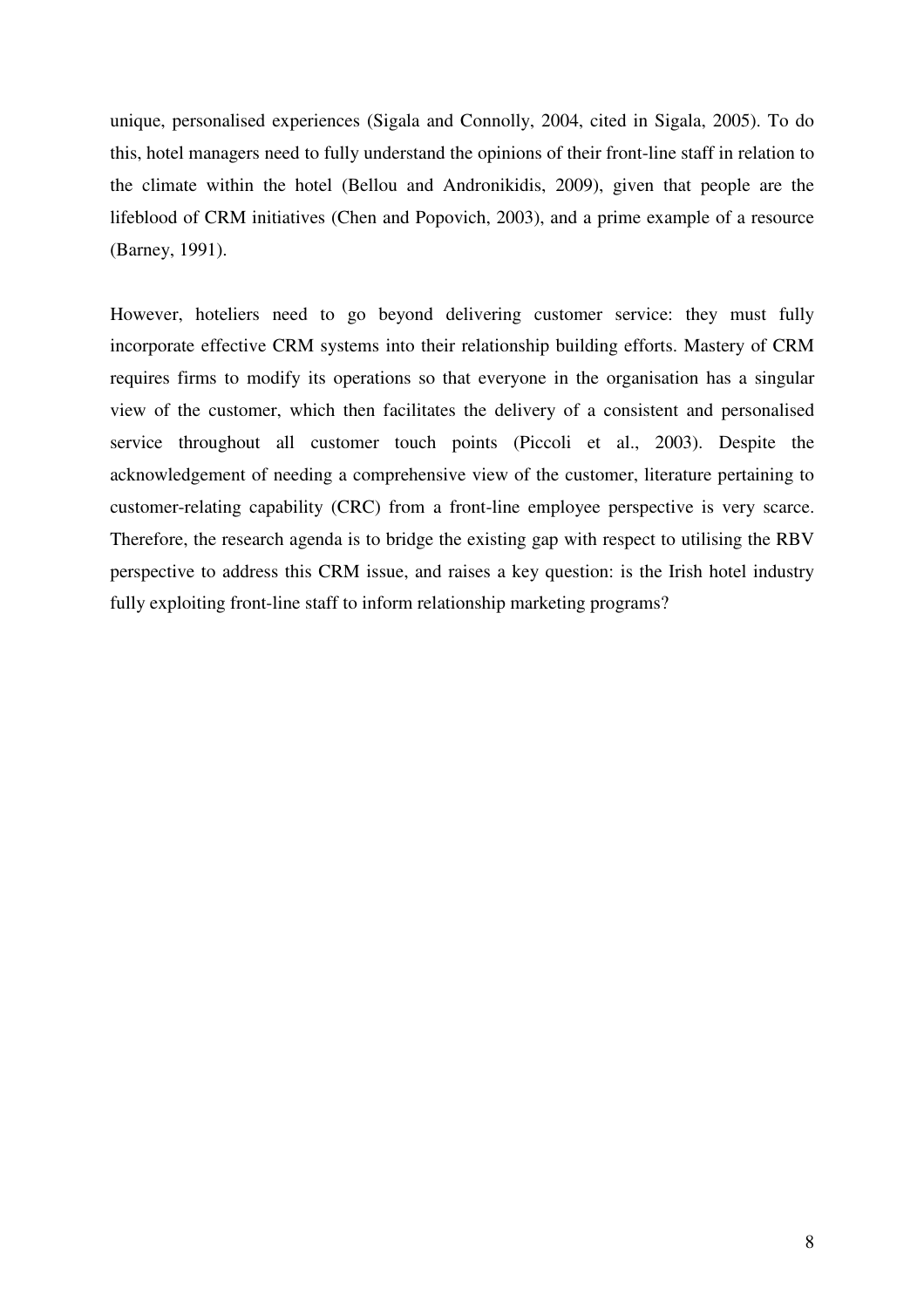unique, personalised experiences (Sigala and Connolly, 2004, cited in Sigala, 2005). To do this, hotel managers need to fully understand the opinions of their front-line staff in relation to the climate within the hotel (Bellou and Andronikidis, 2009), given that people are the lifeblood of CRM initiatives (Chen and Popovich, 2003), and a prime example of a resource (Barney, 1991).

However, hoteliers need to go beyond delivering customer service: they must fully incorporate effective CRM systems into their relationship building efforts. Mastery of CRM requires firms to modify its operations so that everyone in the organisation has a singular view of the customer, which then facilitates the delivery of a consistent and personalised service throughout all customer touch points (Piccoli et al., 2003). Despite the acknowledgement of needing a comprehensive view of the customer, literature pertaining to customer-relating capability (CRC) from a front-line employee perspective is very scarce. Therefore, the research agenda is to bridge the existing gap with respect to utilising the RBV perspective to address this CRM issue, and raises a key question: is the Irish hotel industry fully exploiting front-line staff to inform relationship marketing programs?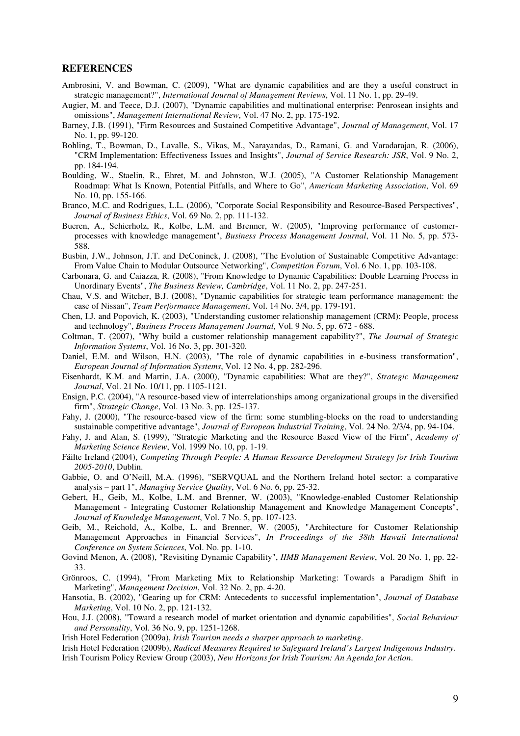## REFERENCES

Ambrosini, V. and Bowman, C. (2009), "What are dynamic capabilities and are they a useful construct in strategic management?", *International Journal of Management Reviews*, Vol. 11 No. 1, pp. 29-49.

Augier, M. and Teece, D.J. (2007), "Dynamic capabilities and multinational enterprise: Penrosean insights and omissions", *Management International Review*, Vol. 47 No. 2, pp. 175-192.

Barney, J.B. (1991), "Firm Resources and Sustained Competitive Advantage", *Journal of Management*, Vol. 17 No. 1, pp. 99-120.

Bohling, T., Bowman, D., Lavalle, S., Vikas, M., Narayandas, D., Ramani, G. and Varadarajan, R. (2006), "CRM Implementation: Effectiveness Issues and Insights", *Journal of Service Research: JSR*, Vol. 9 No. 2, pp. 184-194.

Boulding, W., Staelin, R., Ehret, M. and Johnston, W.J. (2005), "A Customer Relationship Management Roadmap: What Is Known, Potential Pitfalls, and Where to Go", *American Marketing Association*, Vol. 69 No. 10, pp. 155-166.

Branco, M.C. and Rodrigues, L.L. (2006), "Corporate Social Responsibility and Resource-Based Perspectives", *Journal of Business Ethics*, Vol. 69 No. 2, pp. 111-132.

Bueren, A., Schierholz, R., Kolbe, L.M. and Brenner, W. (2005), "Improving performance of customer-processes with knowledge management", *Business Process Management Journal*, Vol. 11 No. 5, pp. 573-588.

Busbin, J.W., Johnson, J.T. and DeConinck, J. (2008), "The Evolution of Sustainable Competitive Advantage: From Value Chain to Modular Outsource Networking", *Competition Forum*, Vol. 6 No. 1, pp. 103-108.

Carbonara, G. and Caiazza, R. (2008), "From Knowledge to Dynamic Capabilities: Double Learning Process in Unordinary Events", *The Business Review, Cambridge*, Vol. 11 No. 2, pp. 247-251.

Chau, V.S. and Witcher, B.J. (2008), "Dynamic capabilities for strategic team performance management: the case of Nissan", *Team Performance Management*, Vol. 14 No. 3/4, pp. 179-191.

Chen, I.J. and Popovich, K. (2003), "Understanding customer relationship management (CRM): People, process and technology", *Business Process Management Journal*, Vol. 9 No. 5, pp. 672 - 688.

Coltman, T. (2007), "Why build a customer relationship management capability?", *The Journal of Strategic Information Systems*, Vol. 16 No. 3, pp. 301-320.

Daniel, E.M. and Wilson, H.N. (2003), "The role of dynamic capabilities in e-business transformation", *European Journal of Information Systems*, Vol. 12 No. 4, pp. 282-296.

Eisenhardt, K.M. and Martin, J.A. (2000), "Dynamic capabilities: What are they?", *Strategic Management Journal*, Vol. 21 No. 10/11, pp. 1105-1121.

Ensign, P.C. (2004), "A resource-based view of interrelationships among organizational groups in the diversified firm", *Strategic Change*, Vol. 13 No. 3, pp. 125-137.

Fahy, J. (2000), "The resource-based view of the firm: some stumbling-blocks on the road to understanding sustainable competitive advantage", *Journal of European Industrial Training*, Vol. 24 No. 2/3/4, pp. 94-104.

Fahy, J. and Alan, S. (1999), "Strategic Marketing and the Resource Based View of the Firm", *Academy of Marketing Science Review*, Vol. 1999 No. 10, pp. 1-19.

Fáilte Ireland (2004), *Competing Through People: A Human Resource Development Strategy for Irish Tourism 2005-2010*, Dublin.

Gabbie, O. and O'Neill, M.A. (1996), "SERVQUAL and the Northern Ireland hotel sector: a comparative analysis – part 1", *Managing Service Quality*, Vol. 6 No. 6, pp. 25-32.

Gebert, H., Geib, M., Kolbe, L.M. and Brenner, W. (2003), "Knowledge-enabled Customer Relationship Management - Integrating Customer Relationship Management and Knowledge Management Concepts", *Journal of Knowledge Management*, Vol. 7 No. 5, pp. 107-123.

Geib, M., Reichold, A., Kolbe, L. and Brenner, W. (2005), "Architecture for Customer Relationship Management Approaches in Financial Services", *In Proceedings of the 38th Hawaii International Conference on System Sciences*, Vol. No. pp. 1-10.

Govind Menon, A. (2008), "Revisiting Dynamic Capability", *IIMB Management Review*, Vol. 20 No. 1, pp. 22-33.

Grönroos, C. (1994), "From Marketing Mix to Relationship Marketing: Towards a Paradigm Shift in Marketing", *Management Decision*, Vol. 32 No. 2, pp. 4-20.

Hansotia, B. (2002), "Gearing up for CRM: Antecedents to successful implementation", *Journal of Database Marketing*, Vol. 10 No. 2, pp. 121-132.

Hou, J.J. (2008), "Toward a research model of market orientation and dynamic capabilities", *Social Behaviour and Personality*, Vol. 36 No. 9, pp. 1251-1268.

Irish Hotel Federation (2009a), *Irish Tourism needs a sharper approach to marketing*.

Irish Hotel Federation (2009b), *Radical Measures Required to Safeguard Ireland's Largest Indigenous Industry.*

Irish Tourism Policy Review Group (2003), *New Horizons for Irish Tourism: An Agenda for Action*.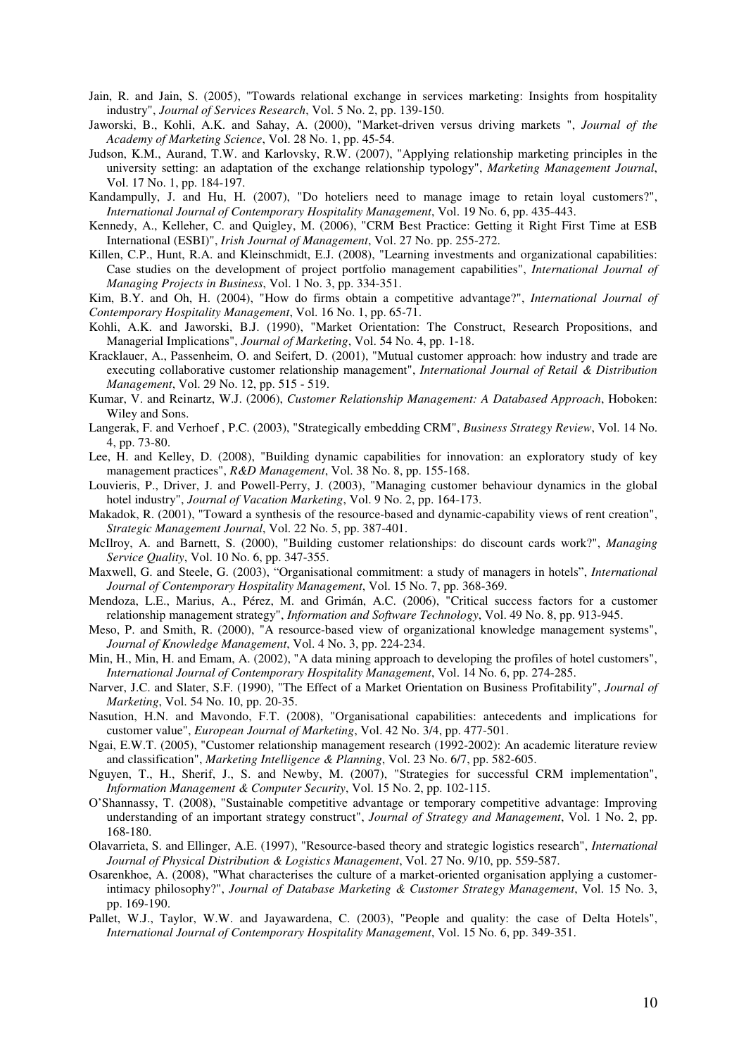Jain, R. and Jain, S. (2005), "Towards relational exchange in services marketing: Insights from hospitality industry", *Journal of Services Research*, Vol. 5 No. 2, pp. 139-150.

Jaworski, B., Kohli, A.K. and Sahay, A. (2000), "Market-driven versus driving markets ", *Journal of the Academy of Marketing Science*, Vol. 28 No. 1, pp. 45-54.

Judson, K.M., Aurand, T.W. and Karlovsky, R.W. (2007), "Applying relationship marketing principles in the university setting: an adaptation of the exchange relationship typology", *Marketing Management Journal*, Vol. 17 No. 1, pp. 184-197.

Kandampully, J. and Hu, H. (2007), "Do hoteliers need to manage image to retain loyal customers?", *International Journal of Contemporary Hospitality Management*, Vol. 19 No. 6, pp. 435-443.

Kennedy, A., Kelleher, C. and Quigley, M. (2006), "CRM Best Practice: Getting it Right First Time at ESB International (ESBI)", *Irish Journal of Management*, Vol. 27 No. pp. 255-272.

Killen, C.P., Hunt, R.A. and Kleinschmidt, E.J. (2008), "Learning investments and organizational capabilities: Case studies on the development of project portfolio management capabilities", *International Journal of Managing Projects in Business*, Vol. 1 No. 3, pp. 334-351.

Kim, B.Y. and Oh, H. (2004), "How do firms obtain a competitive advantage?", *International Journal of Contemporary Hospitality Management*, Vol. 16 No. 1, pp. 65-71.

Kohli, A.K. and Jaworski, B.J. (1990), "Market Orientation: The Construct, Research Propositions, and Managerial Implications", *Journal of Marketing*, Vol. 54 No. 4, pp. 1-18.

Kracklauer, A., Passenheim, O. and Seifert, D. (2001), "Mutual customer approach: how industry and trade are executing collaborative customer relationship management", *International Journal of Retail & Distribution Management*, Vol. 29 No. 12, pp. 515 - 519.

Kumar, V. and Reinartz, W.J. (2006), *Customer Relationship Management: A Databased Approach*, Hoboken: Wiley and Sons.

Langerak, F. and Verhoef , P.C. (2003), "Strategically embedding CRM", *Business Strategy Review*, Vol. 14 No. 4, pp. 73-80.

Lee, H. and Kelley, D. (2008), "Building dynamic capabilities for innovation: an exploratory study of key management practices", *R&D Management*, Vol. 38 No. 8, pp. 155-168.

Louvieris, P., Driver, J. and Powell-Perry, J. (2003), "Managing customer behaviour dynamics in the global hotel industry", *Journal of Vacation Marketing*, Vol. 9 No. 2, pp. 164-173.

Makadok, R. (2001), "Toward a synthesis of the resource-based and dynamic-capability views of rent creation", *Strategic Management Journal*, Vol. 22 No. 5, pp. 387-401.

McIlroy, A. and Barnett, S. (2000), "Building customer relationships: do discount cards work?", *Managing Service Quality*, Vol. 10 No. 6, pp. 347-355.

Maxwell, G. and Steele, G. (2003), "Organisational commitment: a study of managers in hotels", *International Journal of Contemporary Hospitality Management*, Vol. 15 No. 7, pp. 368-369.

Mendoza, L.E., Marius, A., Pérez, M. and Grimán, A.C. (2006), "Critical success factors for a customer relationship management strategy", *Information and Software Technology*, Vol. 49 No. 8, pp. 913-945.

Meso, P. and Smith, R. (2000), "A resource-based view of organizational knowledge management systems", *Journal of Knowledge Management*, Vol. 4 No. 3, pp. 224-234.

Min, H., Min, H. and Emam, A. (2002), "A data mining approach to developing the profiles of hotel customers", *International Journal of Contemporary Hospitality Management*, Vol. 14 No. 6, pp. 274-285.

Narver, J.C. and Slater, S.F. (1990), "The Effect of a Market Orientation on Business Profitability", *Journal of Marketing*, Vol. 54 No. 10, pp. 20-35.

Nasution, H.N. and Mavondo, F.T. (2008), "Organisational capabilities: antecedents and implications for customer value", *European Journal of Marketing*, Vol. 42 No. 3/4, pp. 477-501.

Ngai, E.W.T. (2005), "Customer relationship management research (1992-2002): An academic literature review and classification", *Marketing Intelligence & Planning*, Vol. 23 No. 6/7, pp. 582-605.

Nguyen, T., H., Sherif, J., S. and Newby, M. (2007), "Strategies for successful CRM implementation", *Information Management & Computer Security*, Vol. 15 No. 2, pp. 102-115.

O'Shannassy, T. (2008), "Sustainable competitive advantage or temporary competitive advantage: Improving understanding of an important strategy construct", *Journal of Strategy and Management*, Vol. 1 No. 2, pp. 168-180.

Olavarrieta, S. and Ellinger, A.E. (1997), "Resource-based theory and strategic logistics research", *International Journal of Physical Distribution & Logistics Management*, Vol. 27 No. 9/10, pp. 559-587.

Osarenkhoe, A. (2008), "What characterises the culture of a market-oriented organisation applying a customer-intimacy philosophy?", *Journal of Database Marketing & Customer Strategy Management*, Vol. 15 No. 3, pp. 169-190.

Pallet, W.J., Taylor, W.W. and Jayawardena, C. (2003), "People and quality: the case of Delta Hotels", *International Journal of Contemporary Hospitality Management*, Vol. 15 No. 6, pp. 349-351.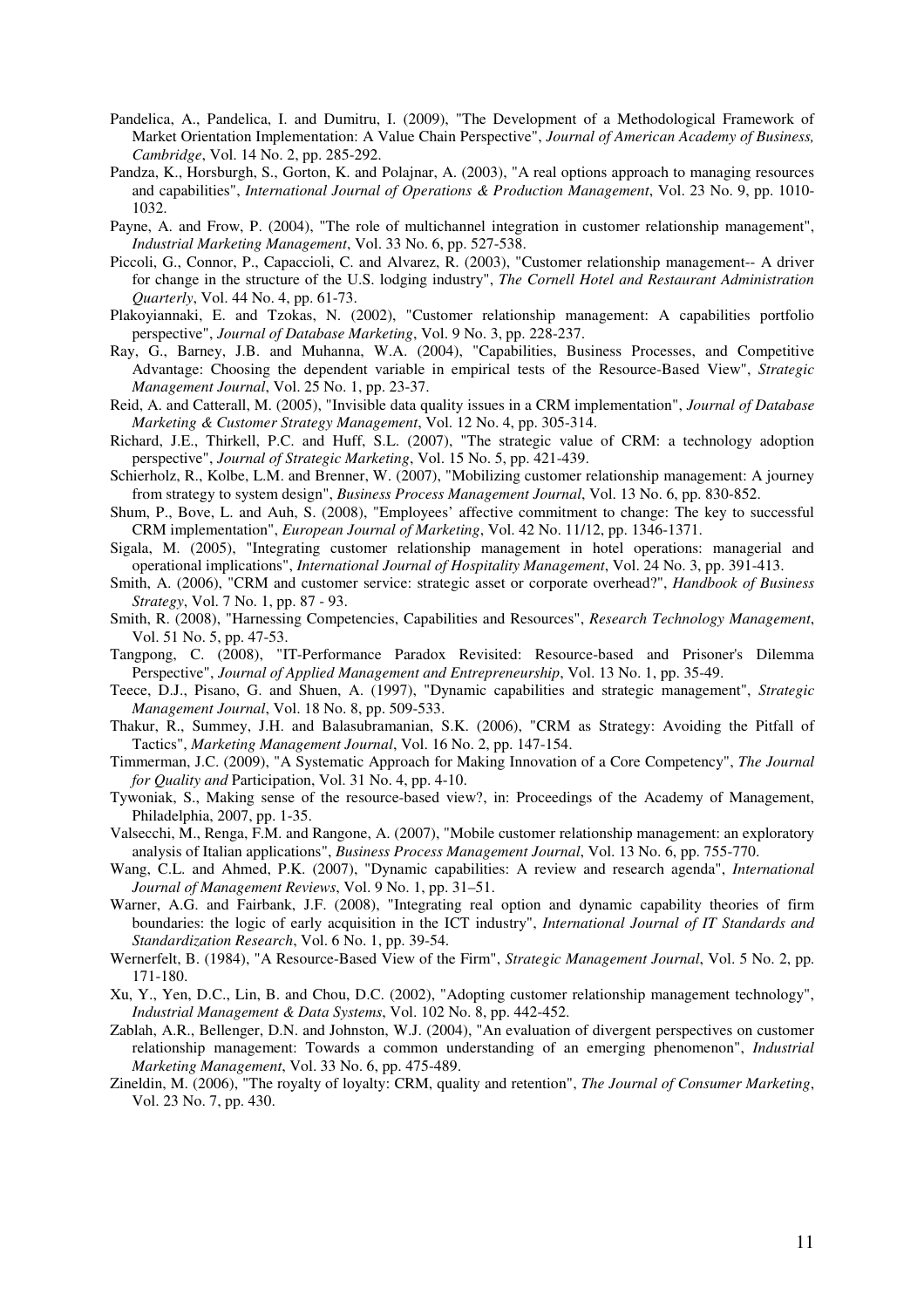Pandelica, A., Pandelica, I. and Dumitru, I. (2009), "The Development of a Methodological Framework of Market Orientation Implementation: A Value Chain Perspective", *Journal of American Academy of Business, Cambridge*, Vol. 14 No. 2, pp. 285-292.

Pandza, K., Horsburgh, S., Gorton, K. and Polajnar, A. (2003), "A real options approach to managing resources and capabilities", *International Journal of Operations & Production Management*, Vol. 23 No. 9, pp. 1010-1032.

Payne, A. and Frow, P. (2004), "The role of multichannel integration in customer relationship management", *Industrial Marketing Management*, Vol. 33 No. 6, pp. 527-538.

Piccoli, G., Connor, P., Capaccioli, C. and Alvarez, R. (2003), "Customer relationship management-- A driver for change in the structure of the U.S. lodging industry", *The Cornell Hotel and Restaurant Administration Quarterly*, Vol. 44 No. 4, pp. 61-73.

Plakoyiannaki, E. and Tzokas, N. (2002), "Customer relationship management: A capabilities portfolio perspective", *Journal of Database Marketing*, Vol. 9 No. 3, pp. 228-237.

Ray, G., Barney, J.B. and Muhanna, W.A. (2004), "Capabilities, Business Processes, and Competitive Advantage: Choosing the dependent variable in empirical tests of the Resource-Based View", *Strategic Management Journal*, Vol. 25 No. 1, pp. 23-37.

Reid, A. and Catterall, M. (2005), "Invisible data quality issues in a CRM implementation", *Journal of Database Marketing & Customer Strategy Management*, Vol. 12 No. 4, pp. 305-314.

Richard, J.E., Thirkell, P.C. and Huff, S.L. (2007), "The strategic value of CRM: a technology adoption perspective", *Journal of Strategic Marketing*, Vol. 15 No. 5, pp. 421-439.

Schierholz, R., Kolbe, L.M. and Brenner, W. (2007), "Mobilizing customer relationship management: A journey from strategy to system design", *Business Process Management Journal*, Vol. 13 No. 6, pp. 830-852.

Shum, P., Bove, L. and Auh, S. (2008), "Employees' affective commitment to change: The key to successful CRM implementation", *European Journal of Marketing*, Vol. 42 No. 11/12, pp. 1346-1371.

Sigala, M. (2005), "Integrating customer relationship management in hotel operations: managerial and operational implications", *International Journal of Hospitality Management*, Vol. 24 No. 3, pp. 391-413.

Smith, A. (2006), "CRM and customer service: strategic asset or corporate overhead?", *Handbook of Business Strategy*, Vol. 7 No. 1, pp. 87 - 93.

Smith, R. (2008), "Harnessing Competencies, Capabilities and Resources", *Research Technology Management*, Vol. 51 No. 5, pp. 47-53.

Tangpong, C. (2008), "IT-Performance Paradox Revisited: Resource-based and Prisoner's Dilemma Perspective", *Journal of Applied Management and Entrepreneurship*, Vol. 13 No. 1, pp. 35-49.

Teece, D.J., Pisano, G. and Shuen, A. (1997), "Dynamic capabilities and strategic management", *Strategic Management Journal*, Vol. 18 No. 8, pp. 509-533.

Thakur, R., Summey, J.H. and Balasubramanian, S.K. (2006), "CRM as Strategy: Avoiding the Pitfall of Tactics", *Marketing Management Journal*, Vol. 16 No. 2, pp. 147-154.

Timmerman, J.C. (2009), "A Systematic Approach for Making Innovation of a Core Competency", *The Journal for Quality and* Participation, Vol. 31 No. 4, pp. 4-10.

Tywoniak, S., Making sense of the resource-based view?, in: Proceedings of the Academy of Management, Philadelphia, 2007, pp. 1-35.

Valsecchi, M., Renga, F.M. and Rangone, A. (2007), "Mobile customer relationship management: an exploratory analysis of Italian applications", *Business Process Management Journal*, Vol. 13 No. 6, pp. 755-770.

Wang, C.L. and Ahmed, P.K. (2007), "Dynamic capabilities: A review and research agenda", *International Journal of Management Reviews*, Vol. 9 No. 1, pp. 31–51.

Warner, A.G. and Fairbank, J.F. (2008), "Integrating real option and dynamic capability theories of firm boundaries: the logic of early acquisition in the ICT industry", *International Journal of IT Standards and Standardization Research*, Vol. 6 No. 1, pp. 39-54.

Wernerfelt, B. (1984), "A Resource-Based View of the Firm", *Strategic Management Journal*, Vol. 5 No. 2, pp. 171-180.

Xu, Y., Yen, D.C., Lin, B. and Chou, D.C. (2002), "Adopting customer relationship management technology", *Industrial Management & Data Systems*, Vol. 102 No. 8, pp. 442-452.

Zablah, A.R., Bellenger, D.N. and Johnston, W.J. (2004), "An evaluation of divergent perspectives on customer relationship management: Towards a common understanding of an emerging phenomenon", *Industrial Marketing Management*, Vol. 33 No. 6, pp. 475-489.

Zineldin, M. (2006), "The royalty of loyalty: CRM, quality and retention", *The Journal of Consumer Marketing*, Vol. 23 No. 7, pp. 430.